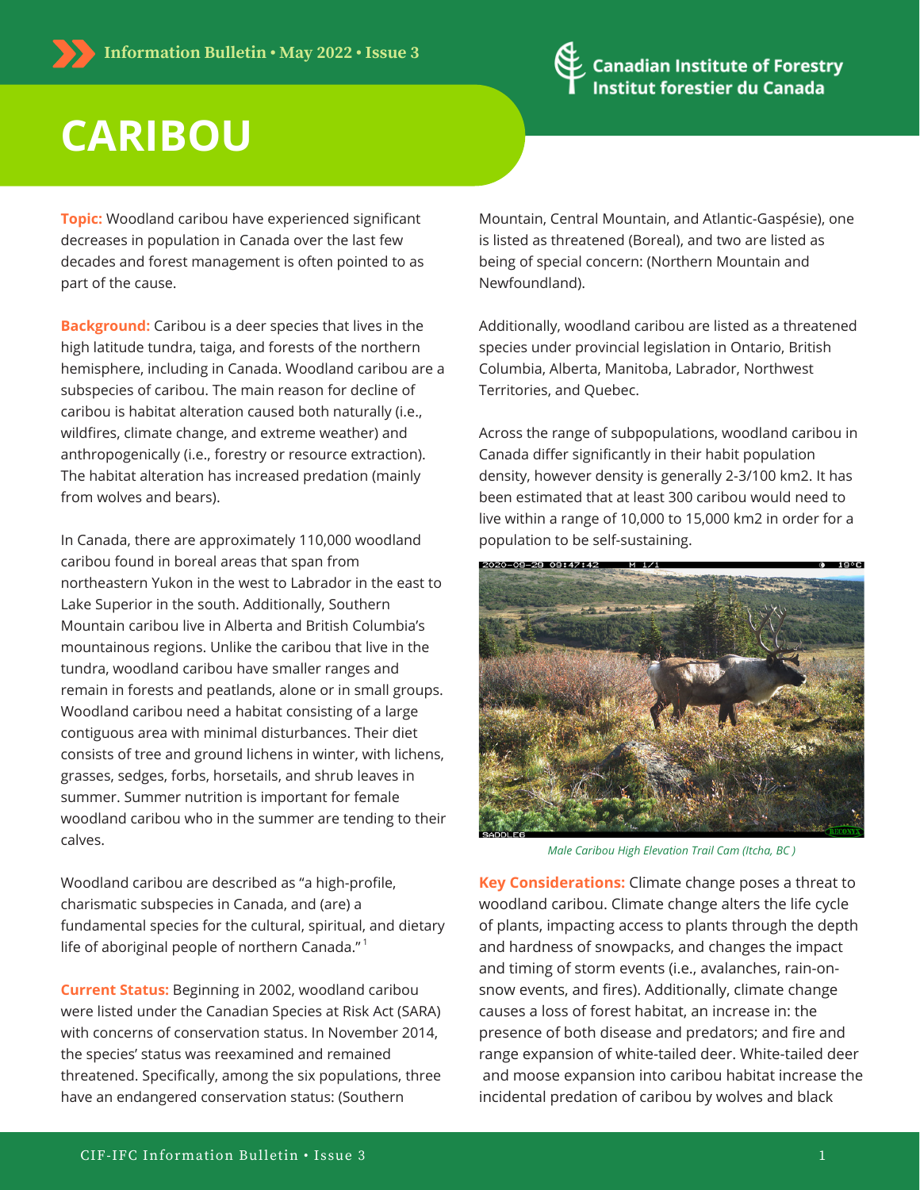Information Bulletin • May 2022 • Issue 3

Canadian Institute of Forestry
Institut forestier du Canada

# CARIBOU

**Topic:** Woodland caribou have experienced significant decreases in population in Canada over the last few decades and forest management is often pointed to as part of the cause.

**Background:** Caribou is a deer species that lives in the high latitude tundra, taiga, and forests of the northern hemisphere, including in Canada. Woodland caribou are a subspecies of caribou. The main reason for decline of caribou is habitat alteration caused both naturally (i.e., wildfires, climate change, and extreme weather) and anthropogenically (i.e., forestry or resource extraction). The habitat alteration has increased predation (mainly from wolves and bears).

In Canada, there are approximately 110,000 woodland caribou found in boreal areas that span from northeastern Yukon in the west to Labrador in the east to Lake Superior in the south. Additionally, Southern Mountain caribou live in Alberta and British Columbia's mountainous regions. Unlike the caribou that live in the tundra, woodland caribou have smaller ranges and remain in forests and peatlands, alone or in small groups. Woodland caribou need a habitat consisting of a large contiguous area with minimal disturbances. Their diet consists of tree and ground lichens in winter, with lichens, grasses, sedges, forbs, horsetails, and shrub leaves in summer. Summer nutrition is important for female woodland caribou who in the summer are tending to their calves.

Woodland caribou are described as "a high-profile, charismatic subspecies in Canada, and (are) a fundamental species for the cultural, spiritual, and dietary life of aboriginal people of northern Canada."[1]

**Current Status:** Beginning in 2002, woodland caribou were listed under the Canadian Species at Risk Act (SARA) with concerns of conservation status. In November 2014, the species' status was reexamined and remained threatened. Specifically, among the six populations, three have an endangered conservation status: (Southern Mountain, Central Mountain, and Atlantic-Gaspésie), one is listed as threatened (Boreal), and two are listed as being of special concern: (Northern Mountain and Newfoundland).

Additionally, woodland caribou are listed as a threatened species under provincial legislation in Ontario, British Columbia, Alberta, Manitoba, Labrador, Northwest Territories, and Quebec.

Across the range of subpopulations, woodland caribou in Canada differ significantly in their habit population density, however density is generally 2-3/100 km2. It has been estimated that at least 300 caribou would need to live within a range of 10,000 to 15,000 km2 in order for a population to be self-sustaining.

*Male Caribou High Elevation Trail Cam (Itcha, BC )*

**Key Considerations:** Climate change poses a threat to woodland caribou. Climate change alters the life cycle of plants, impacting access to plants through the depth and hardness of snowpacks, and changes the impact and timing of storm events (i.e., avalanches, rain-on-snow events, and fires). Additionally, climate change causes a loss of forest habitat, an increase in: the presence of both disease and predators; and fire and range expansion of white-tailed deer. White-tailed deer and moose expansion into caribou habitat increase the incidental predation of caribou by wolves and black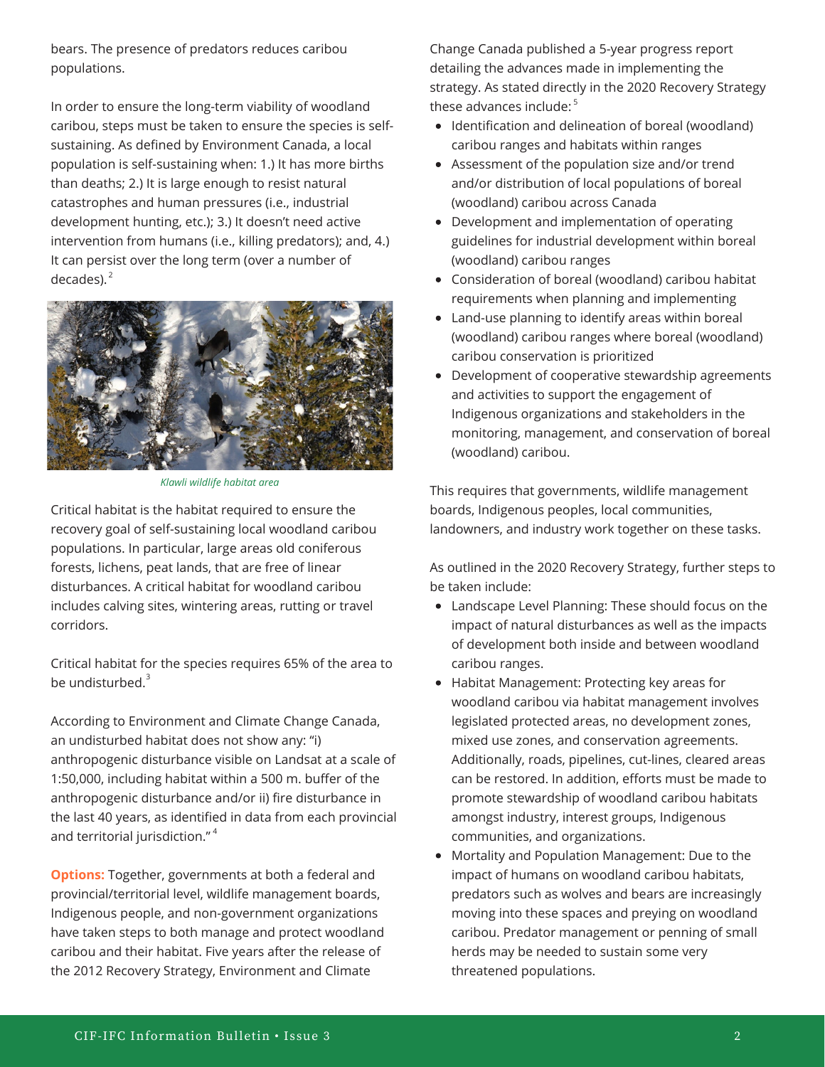bears. The presence of predators reduces caribou populations.

In order to ensure the long-term viability of woodland caribou, steps must be taken to ensure the species is self-sustaining. As defined by Environment Canada, a local population is self-sustaining when: 1.) It has more births than deaths; 2.) It is large enough to resist natural catastrophes and human pressures (i.e., industrial development hunting, etc.); 3.) It doesn't need active intervention from humans (i.e., killing predators); and, 4.) It can persist over the long term (over a number of decades).[2]

*Klawli wildlife habitat area*

Critical habitat is the habitat required to ensure the recovery goal of self-sustaining local woodland caribou populations. In particular, large areas old coniferous forests, lichens, peat lands, that are free of linear disturbances. A critical habitat for woodland caribou includes calving sites, wintering areas, rutting or travel corridors.

Critical habitat for the species requires 65% of the area to be undisturbed.[3]

According to Environment and Climate Change Canada, an undisturbed habitat does not show any: "i) anthropogenic disturbance visible on Landsat at a scale of 1:50,000, including habitat within a 500 m. buffer of the anthropogenic disturbance and/or ii) fire disturbance in the last 40 years, as identified in data from each provincial and territorial jurisdiction."[4]

**Options:** Together, governments at both a federal and provincial/territorial level, wildlife management boards, Indigenous people, and non-government organizations have taken steps to both manage and protect woodland caribou and their habitat. Five years after the release of the 2012 Recovery Strategy, Environment and Climate Change Canada published a 5-year progress report detailing the advances made in implementing the strategy. As stated directly in the 2020 Recovery Strategy these advances include:[5]

- Identification and delineation of boreal (woodland) caribou ranges and habitats within ranges
- Assessment of the population size and/or trend and/or distribution of local populations of boreal (woodland) caribou across Canada
- Development and implementation of operating guidelines for industrial development within boreal (woodland) caribou ranges
- Consideration of boreal (woodland) caribou habitat requirements when planning and implementing
- Land-use planning to identify areas within boreal (woodland) caribou ranges where boreal (woodland) caribou conservation is prioritized
- Development of cooperative stewardship agreements and activities to support the engagement of Indigenous organizations and stakeholders in the monitoring, management, and conservation of boreal (woodland) caribou.

This requires that governments, wildlife management boards, Indigenous peoples, local communities, landowners, and industry work together on these tasks.

As outlined in the 2020 Recovery Strategy, further steps to be taken include:

- Landscape Level Planning: These should focus on the impact of natural disturbances as well as the impacts of development both inside and between woodland caribou ranges.
- Habitat Management: Protecting key areas for woodland caribou via habitat management involves legislated protected areas, no development zones, mixed use zones, and conservation agreements. Additionally, roads, pipelines, cut-lines, cleared areas can be restored. In addition, efforts must be made to promote stewardship of woodland caribou habitats amongst industry, interest groups, Indigenous communities, and organizations.
- Mortality and Population Management: Due to the impact of humans on woodland caribou habitats, predators such as wolves and bears are increasingly moving into these spaces and preying on woodland caribou. Predator management or penning of small herds may be needed to sustain some very threatened populations.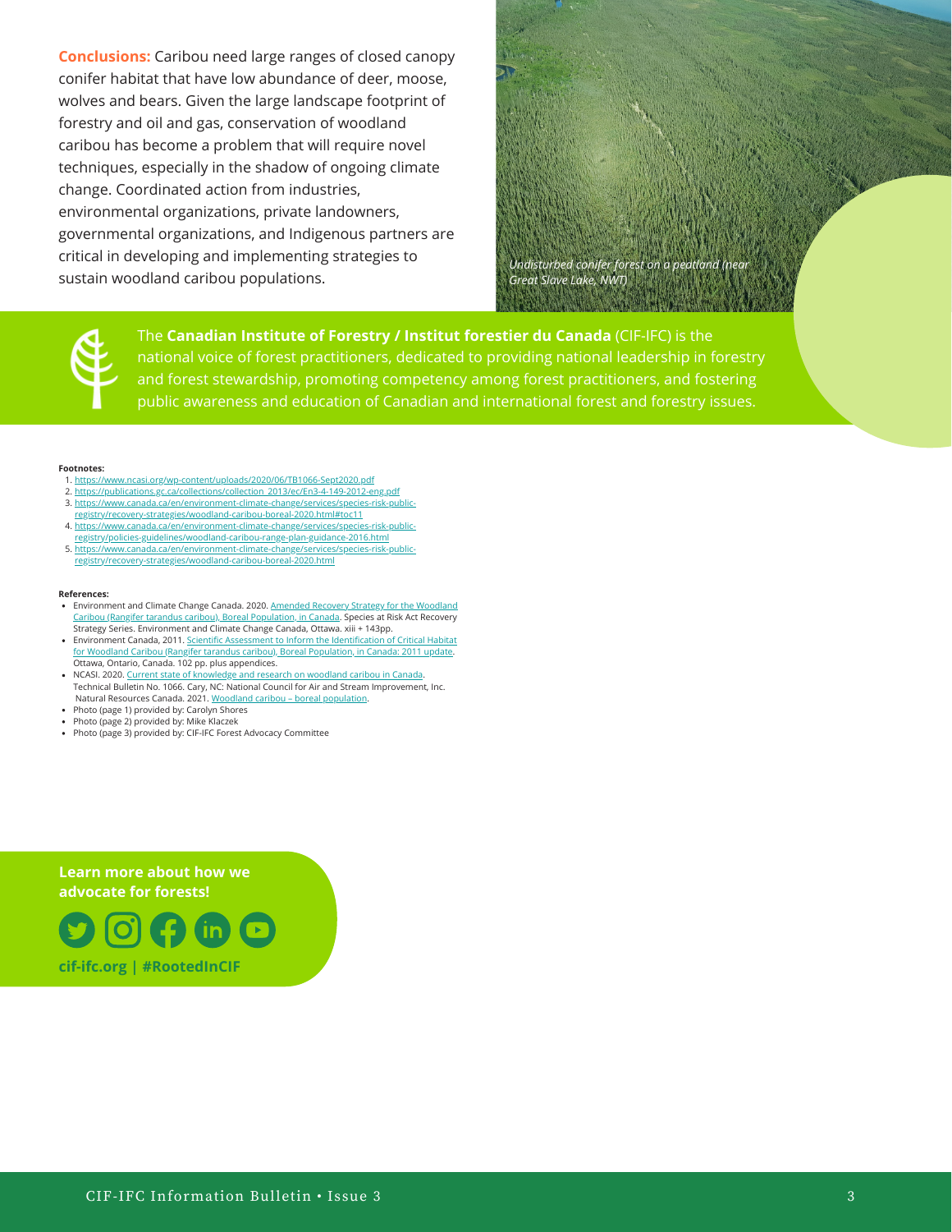**Conclusions:** Caribou need large ranges of closed canopy conifer habitat that have low abundance of deer, moose, wolves and bears. Given the large landscape footprint of forestry and oil and gas, conservation of woodland caribou has become a problem that will require novel techniques, especially in the shadow of ongoing climate change. Coordinated action from industries, environmental organizations, private landowners, governmental organizations, and Indigenous partners are critical in developing and implementing strategies to sustain woodland caribou populations.

*Undisturbed conifer forest on a peatland (near Great Slave Lake, NWT)*

The **Canadian Institute of Forestry / Institut forestier du Canada** (CIF-IFC) is the national voice of forest practitioners, dedicated to providing national leadership in forestry and forest stewardship, promoting competency among forest practitioners, and fostering public awareness and education of Canadian and international forest and forestry issues.

**Footnotes:**

1. https://www.ncasi.org/wp-content/uploads/2020/06/TB1066-Sept2020.pdf
2. https://publications.gc.ca/collections/collection_2013/ec/En3-4-149-2012-eng.pdf
3. https://www.canada.ca/en/environment-climate-change/services/species-risk-public-registry/recovery-strategies/woodland-caribou-boreal-2020.html#toc11
4. https://www.canada.ca/en/environment-climate-change/services/species-risk-public-registry/policies-guidelines/woodland-caribou-range-plan-guidance-2016.html
5. https://www.canada.ca/en/environment-climate-change/services/species-risk-public-registry/recovery-strategies/woodland-caribou-boreal-2020.html

**References:**

- Environment and Climate Change Canada. 2020. Amended Recovery Strategy for the Woodland Caribou (Rangifer tarandus caribou), Boreal Population, in Canada. Species at Risk Act Recovery Strategy Series. Environment and Climate Change Canada, Ottawa. xiii + 143pp.
- Environment Canada, 2011. Scientific Assessment to Inform the Identification of Critical Habitat for Woodland Caribou (Rangifer tarandus caribou), Boreal Population, in Canada: 2011 update. Ottawa, Ontario, Canada. 102 pp. plus appendices.
- NCASI. 2020. Current state of knowledge and research on woodland caribou in Canada. Technical Bulletin No. 1066. Cary, NC: National Council for Air and Stream Improvement, Inc. Natural Resources Canada. 2021. Woodland caribou – boreal population.
- Photo (page 1) provided by: Carolyn Shores
- Photo (page 2) provided by: Mike Klaczek
- Photo (page 3) provided by: CIF-IFC Forest Advocacy Committee

**Learn more about how we advocate for forests!**

**cif-ifc.org | #RootedInCIF**